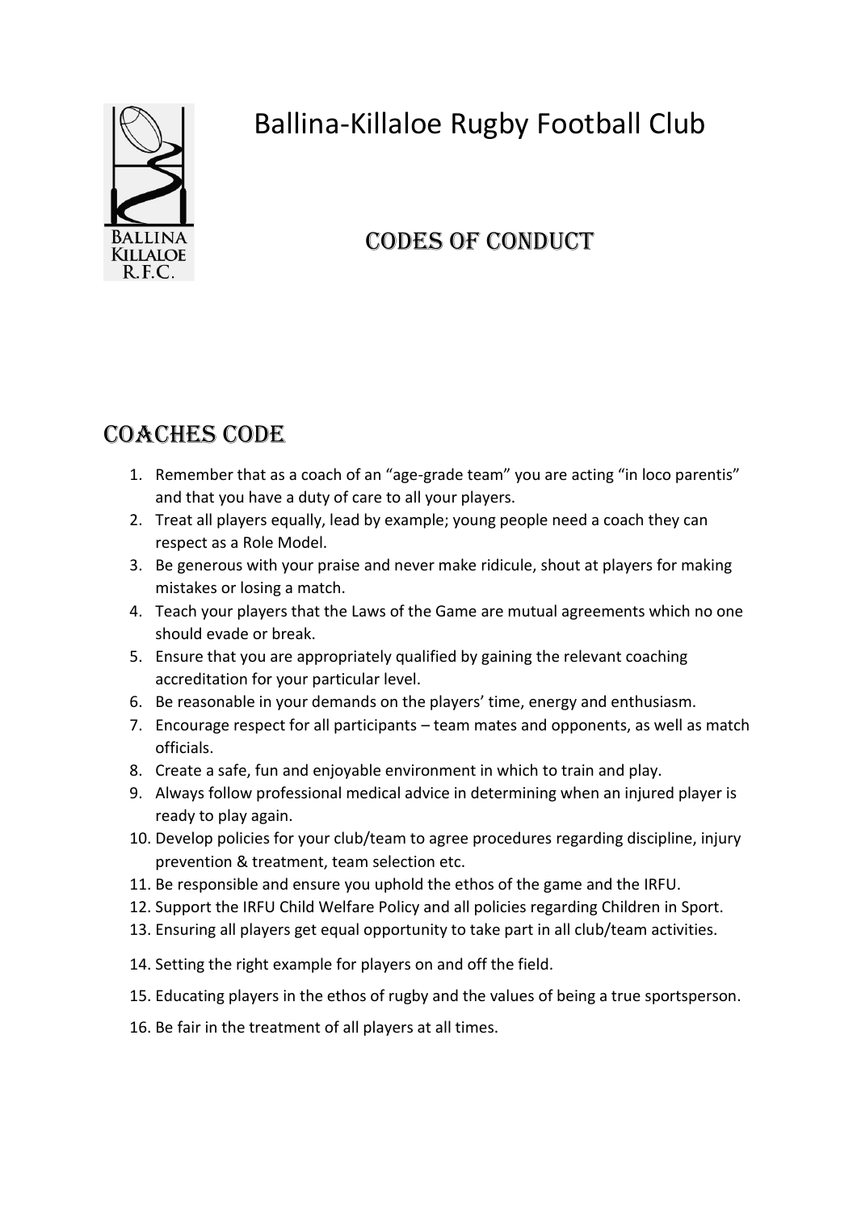# Ballina-Killaloe Rugby Football Club

## Codes of Conduct

## Coaches Code

1. Remember that as a coach of an "age-grade team" you are acting "in loco parentis" and that you have a duty of care to all your players.
2. Treat all players equally, lead by example; young people need a coach they can respect as a Role Model.
3. Be generous with your praise and never make ridicule, shout at players for making mistakes or losing a match.
4. Teach your players that the Laws of the Game are mutual agreements which no one should evade or break.
5. Ensure that you are appropriately qualified by gaining the relevant coaching accreditation for your particular level.
6. Be reasonable in your demands on the players' time, energy and enthusiasm.
7. Encourage respect for all participants – team mates and opponents, as well as match officials.
8. Create a safe, fun and enjoyable environment in which to train and play.
9. Always follow professional medical advice in determining when an injured player is ready to play again.
10. Develop policies for your club/team to agree procedures regarding discipline, injury prevention & treatment, team selection etc.
11. Be responsible and ensure you uphold the ethos of the game and the IRFU.
12. Support the IRFU Child Welfare Policy and all policies regarding Children in Sport.
13. Ensuring all players get equal opportunity to take part in all club/team activities.
14. Setting the right example for players on and off the field.
15. Educating players in the ethos of rugby and the values of being a true sportsperson.
16. Be fair in the treatment of all players at all times.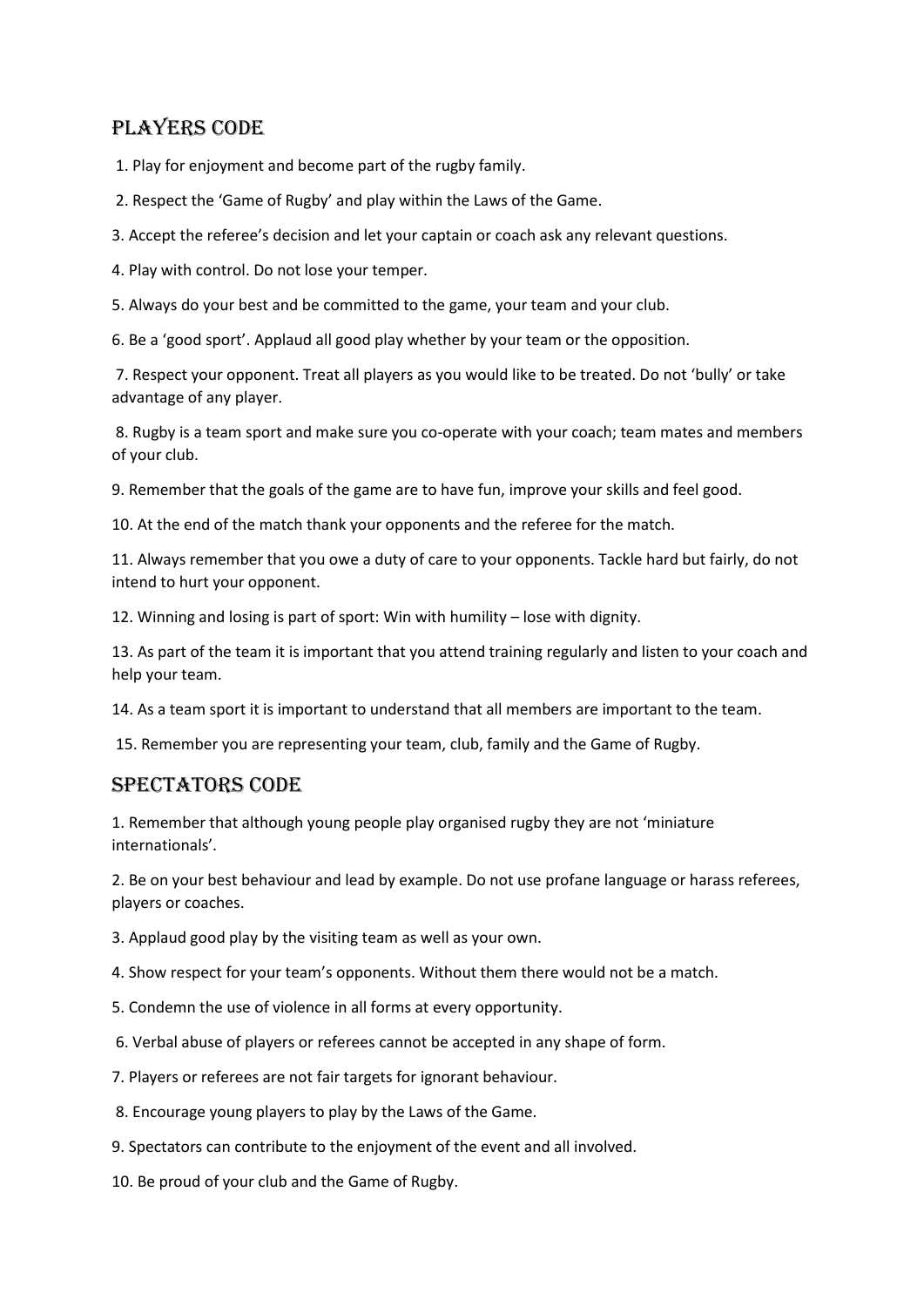## Players Code

1. Play for enjoyment and become part of the rugby family.

2. Respect the 'Game of Rugby' and play within the Laws of the Game.

3. Accept the referee's decision and let your captain or coach ask any relevant questions.

4. Play with control. Do not lose your temper.

5. Always do your best and be committed to the game, your team and your club.

6. Be a 'good sport'. Applaud all good play whether by your team or the opposition.

7. Respect your opponent. Treat all players as you would like to be treated. Do not 'bully' or take advantage of any player.

8. Rugby is a team sport and make sure you co-operate with your coach; team mates and members of your club.

9. Remember that the goals of the game are to have fun, improve your skills and feel good.

10. At the end of the match thank your opponents and the referee for the match.

11. Always remember that you owe a duty of care to your opponents. Tackle hard but fairly, do not intend to hurt your opponent.

12. Winning and losing is part of sport: Win with humility – lose with dignity.

13. As part of the team it is important that you attend training regularly and listen to your coach and help your team.

14. As a team sport it is important to understand that all members are important to the team.

15. Remember you are representing your team, club, family and the Game of Rugby.

## Spectators Code

1. Remember that although young people play organised rugby they are not 'miniature internationals'.

2. Be on your best behaviour and lead by example. Do not use profane language or harass referees, players or coaches.

3. Applaud good play by the visiting team as well as your own.

4. Show respect for your team's opponents. Without them there would not be a match.

5. Condemn the use of violence in all forms at every opportunity.

6. Verbal abuse of players or referees cannot be accepted in any shape of form.

7. Players or referees are not fair targets for ignorant behaviour.

8. Encourage young players to play by the Laws of the Game.

9. Spectators can contribute to the enjoyment of the event and all involved.

10. Be proud of your club and the Game of Rugby.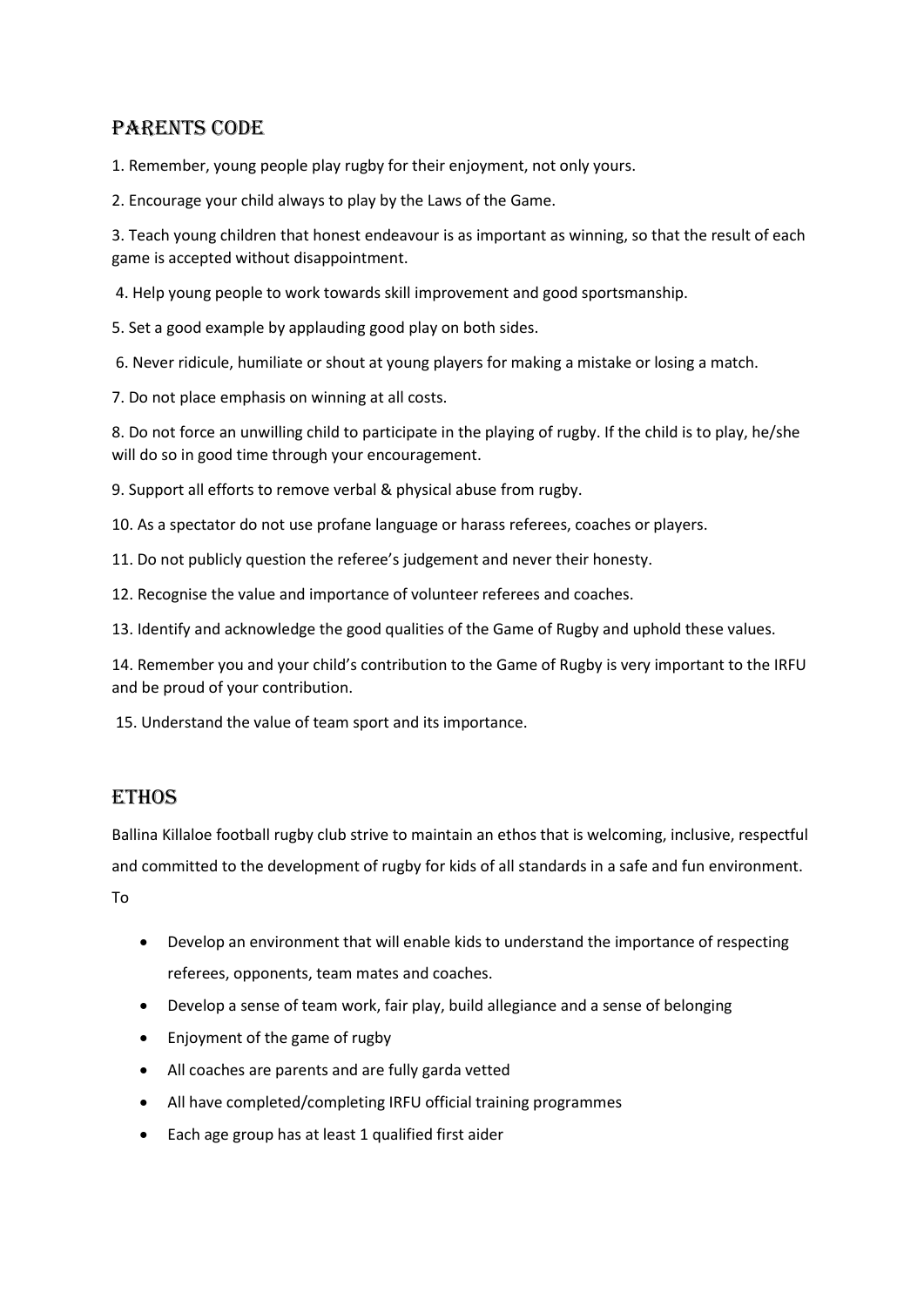## Parents Code

1. Remember, young people play rugby for their enjoyment, not only yours.

2. Encourage your child always to play by the Laws of the Game.

3. Teach young children that honest endeavour is as important as winning, so that the result of each game is accepted without disappointment.

4. Help young people to work towards skill improvement and good sportsmanship.

5. Set a good example by applauding good play on both sides.

6. Never ridicule, humiliate or shout at young players for making a mistake or losing a match.

7. Do not place emphasis on winning at all costs.

8. Do not force an unwilling child to participate in the playing of rugby. If the child is to play, he/she will do so in good time through your encouragement.

9. Support all efforts to remove verbal & physical abuse from rugby.

10. As a spectator do not use profane language or harass referees, coaches or players.

11. Do not publicly question the referee's judgement and never their honesty.

12. Recognise the value and importance of volunteer referees and coaches.

13. Identify and acknowledge the good qualities of the Game of Rugby and uphold these values.

14. Remember you and your child's contribution to the Game of Rugby is very important to the IRFU and be proud of your contribution.

15. Understand the value of team sport and its importance.

## Ethos

Ballina Killaloe football rugby club strive to maintain an ethos that is welcoming, inclusive, respectful and committed to the development of rugby for kids of all standards in a safe and fun environment.

To

- Develop an environment that will enable kids to understand the importance of respecting referees, opponents, team mates and coaches.
- Develop a sense of team work, fair play, build allegiance and a sense of belonging
- Enjoyment of the game of rugby
- All coaches are parents and are fully garda vetted
- All have completed/completing IRFU official training programmes
- Each age group has at least 1 qualified first aider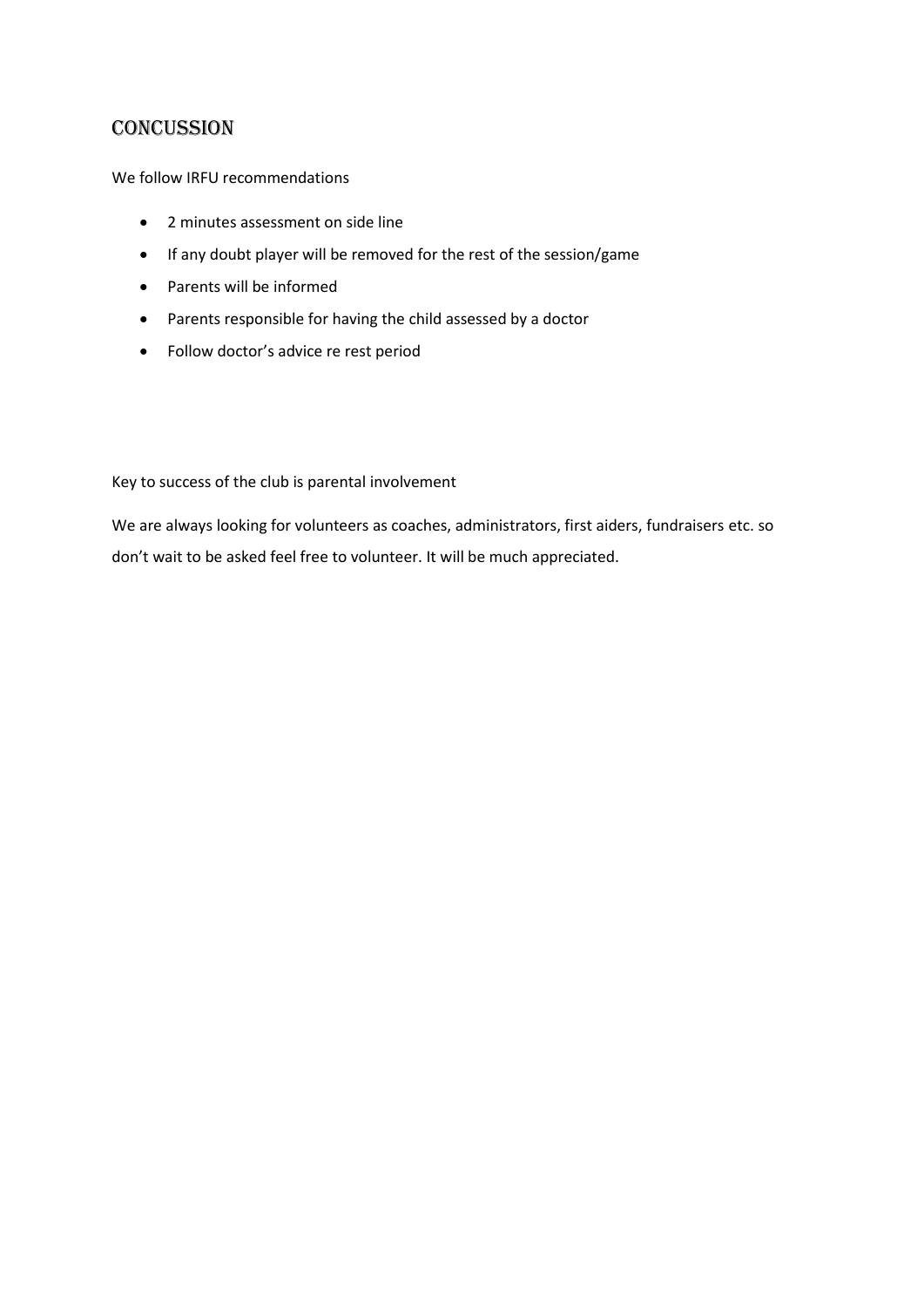## CONCUSSION

We follow IRFU recommendations

- 2 minutes assessment on side line
- If any doubt player will be removed for the rest of the session/game
- Parents will be informed
- Parents responsible for having the child assessed by a doctor
- Follow doctor's advice re rest period

Key to success of the club is parental involvement

We are always looking for volunteers as coaches, administrators, first aiders, fundraisers etc. so don't wait to be asked feel free to volunteer. It will be much appreciated.